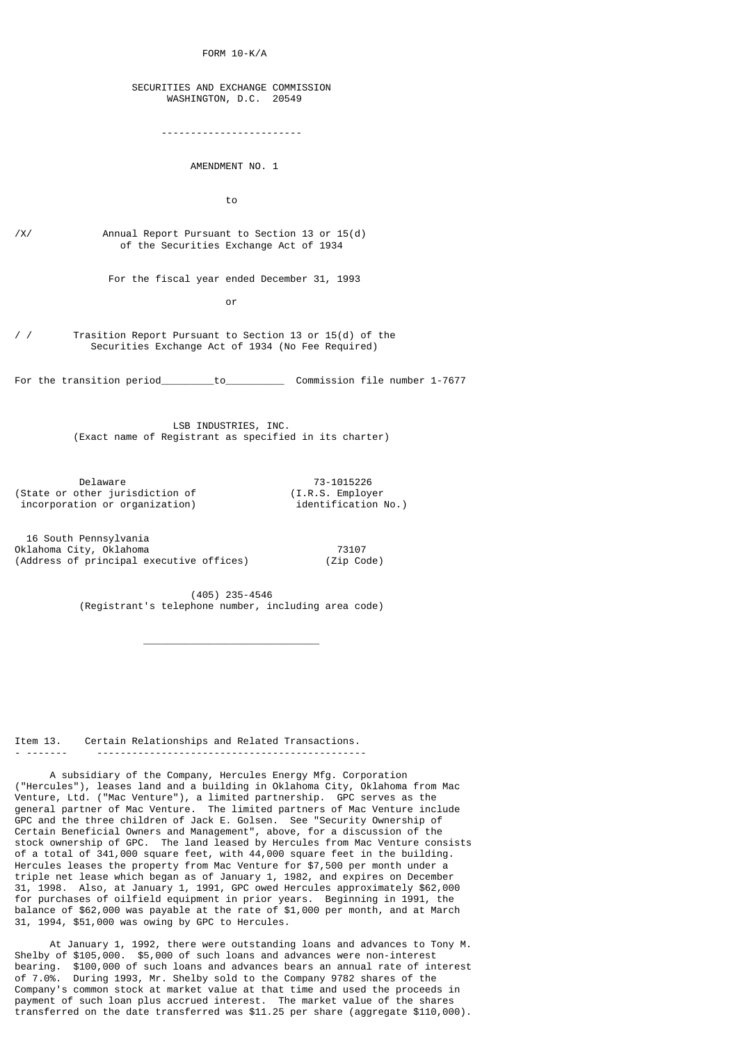FORM 10-K/A

SECURITIES AND EXCHANGE COMMISSION
WASHINGTON, D.C. 20549

------------------------

AMENDMENT NO. 1

to

/X/ Annual Report Pursuant to Section 13 or 15(d) of the Securities Exchange Act of 1934

For the fiscal year ended December 31, 1993

or

/ / Trasition Report Pursuant to Section 13 or 15(d) of the Securities Exchange Act of 1934 (No Fee Required)

For the transition period_________to__________ Commission file number 1-7677

LSB INDUSTRIES, INC.
(Exact name of Registrant as specified in its charter)

| | |
|---|---|
| Delaware | 73-1015226 |
| (State or other jurisdiction of incorporation or organization) | (I.R.S. Employer identification No.) |

| | |
|---|---|
| 16 South Pennsylvania Oklahoma City, Oklahoma | 73107 |
| (Address of principal executive offices) | (Zip Code) |

(405) 235-4546
(Registrant's telephone number, including area code)

_____________________________

## Item 13. Certain Relationships and Related Transactions.

A subsidiary of the Company, Hercules Energy Mfg. Corporation ("Hercules"), leases land and a building in Oklahoma City, Oklahoma from Mac Venture, Ltd. ("Mac Venture"), a limited partnership. GPC serves as the general partner of Mac Venture. The limited partners of Mac Venture include GPC and the three children of Jack E. Golsen. See "Security Ownership of Certain Beneficial Owners and Management", above, for a discussion of the stock ownership of GPC. The land leased by Hercules from Mac Venture consists of a total of 341,000 square feet, with 44,000 square feet in the building. Hercules leases the property from Mac Venture for $7,500 per month under a triple net lease which began as of January 1, 1982, and expires on December 31, 1998. Also, at January 1, 1991, GPC owed Hercules approximately $62,000 for purchases of oilfield equipment in prior years. Beginning in 1991, the balance of $62,000 was payable at the rate of $1,000 per month, and at March 31, 1994, $51,000 was owing by GPC to Hercules.

At January 1, 1992, there were outstanding loans and advances to Tony M. Shelby of $105,000. $5,000 of such loans and advances were non-interest bearing. $100,000 of such loans and advances bears an annual rate of interest of 7.0%. During 1993, Mr. Shelby sold to the Company 9782 shares of the Company's common stock at market value at that time and used the proceeds in payment of such loan plus accrued interest. The market value of the shares transferred on the date transferred was $11.25 per share (aggregate $110,000).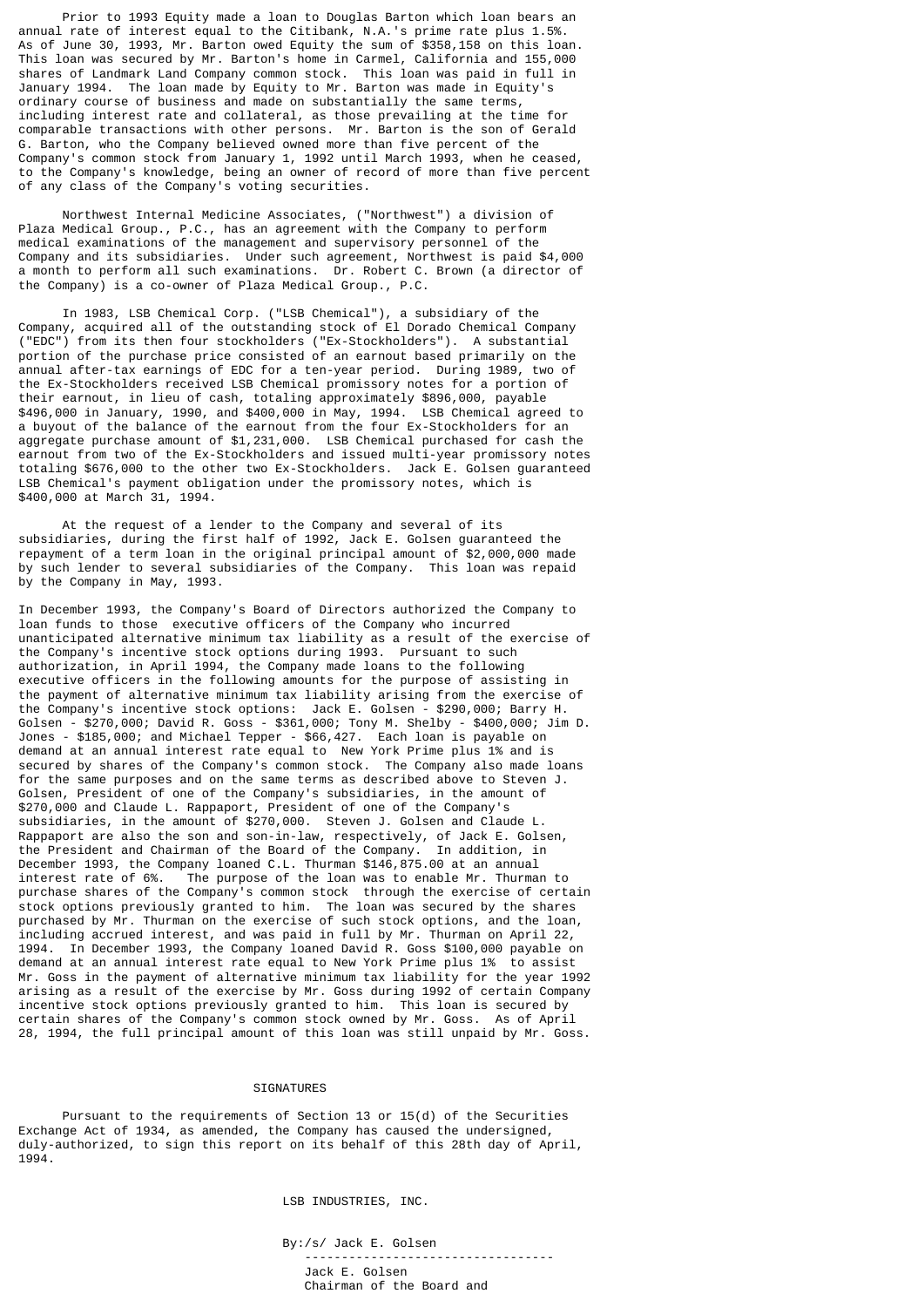Prior to 1993 Equity made a loan to Douglas Barton which loan bears an annual rate of interest equal to the Citibank, N.A.'s prime rate plus 1.5%. As of June 30, 1993, Mr. Barton owed Equity the sum of $358,158 on this loan. This loan was secured by Mr. Barton's home in Carmel, California and 155,000 shares of Landmark Land Company common stock. This loan was paid in full in January 1994. The loan made by Equity to Mr. Barton was made in Equity's ordinary course of business and made on substantially the same terms, including interest rate and collateral, as those prevailing at the time for comparable transactions with other persons. Mr. Barton is the son of Gerald G. Barton, who the Company believed owned more than five percent of the Company's common stock from January 1, 1992 until March 1993, when he ceased, to the Company's knowledge, being an owner of record of more than five percent of any class of the Company's voting securities.

Northwest Internal Medicine Associates, ("Northwest") a division of Plaza Medical Group., P.C., has an agreement with the Company to perform medical examinations of the management and supervisory personnel of the Company and its subsidiaries. Under such agreement, Northwest is paid $4,000 a month to perform all such examinations. Dr. Robert C. Brown (a director of the Company) is a co-owner of Plaza Medical Group., P.C.

In 1983, LSB Chemical Corp. ("LSB Chemical"), a subsidiary of the Company, acquired all of the outstanding stock of El Dorado Chemical Company ("EDC") from its then four stockholders ("Ex-Stockholders"). A substantial portion of the purchase price consisted of an earnout based primarily on the annual after-tax earnings of EDC for a ten-year period. During 1989, two of the Ex-Stockholders received LSB Chemical promissory notes for a portion of their earnout, in lieu of cash, totaling approximately $896,000, payable $496,000 in January, 1990, and $400,000 in May, 1994. LSB Chemical agreed to a buyout of the balance of the earnout from the four Ex-Stockholders for an aggregate purchase amount of $1,231,000. LSB Chemical purchased for cash the earnout from two of the Ex-Stockholders and issued multi-year promissory notes totaling $676,000 to the other two Ex-Stockholders. Jack E. Golsen guaranteed LSB Chemical's payment obligation under the promissory notes, which is $400,000 at March 31, 1994.

At the request of a lender to the Company and several of its subsidiaries, during the first half of 1992, Jack E. Golsen guaranteed the repayment of a term loan in the original principal amount of $2,000,000 made by such lender to several subsidiaries of the Company. This loan was repaid by the Company in May, 1993.

In December 1993, the Company's Board of Directors authorized the Company to loan funds to those executive officers of the Company who incurred unanticipated alternative minimum tax liability as a result of the exercise of the Company's incentive stock options during 1993. Pursuant to such authorization, in April 1994, the Company made loans to the following executive officers in the following amounts for the purpose of assisting in the payment of alternative minimum tax liability arising from the exercise of the Company's incentive stock options: Jack E. Golsen - $290,000; Barry H. Golsen - $270,000; David R. Goss - $361,000; Tony M. Shelby - $400,000; Jim D. Jones - $185,000; and Michael Tepper - $66,427. Each loan is payable on demand at an annual interest rate equal to New York Prime plus 1% and is secured by shares of the Company's common stock. The Company also made loans for the same purposes and on the same terms as described above to Steven J. Golsen, President of one of the Company's subsidiaries, in the amount of $270,000 and Claude L. Rappaport, President of one of the Company's subsidiaries, in the amount of $270,000. Steven J. Golsen and Claude L. Rappaport are also the son and son-in-law, respectively, of Jack E. Golsen, the President and Chairman of the Board of the Company. In addition, in December 1993, the Company loaned C.L. Thurman $146,875.00 at an annual interest rate of 6%. The purpose of the loan was to enable Mr. Thurman to purchase shares of the Company's common stock through the exercise of certain stock options previously granted to him. The loan was secured by the shares purchased by Mr. Thurman on the exercise of such stock options, and the loan, including accrued interest, and was paid in full by Mr. Thurman on April 22, 1994. In December 1993, the Company loaned David R. Goss $100,000 payable on demand at an annual interest rate equal to New York Prime plus 1% to assist Mr. Goss in the payment of alternative minimum tax liability for the year 1992 arising as a result of the exercise by Mr. Goss during 1992 of certain Company incentive stock options previously granted to him. This loan is secured by certain shares of the Company's common stock owned by Mr. Goss. As of April 28, 1994, the full principal amount of this loan was still unpaid by Mr. Goss.

## SIGNATURES

Pursuant to the requirements of Section 13 or 15(d) of the Securities Exchange Act of 1934, as amended, the Company has caused the undersigned, duly-authorized, to sign this report on its behalf of this 28th day of April, 1994.

LSB INDUSTRIES, INC.

By:/s/ Jack E. Golsen

Jack E. Golsen
Chairman of the Board and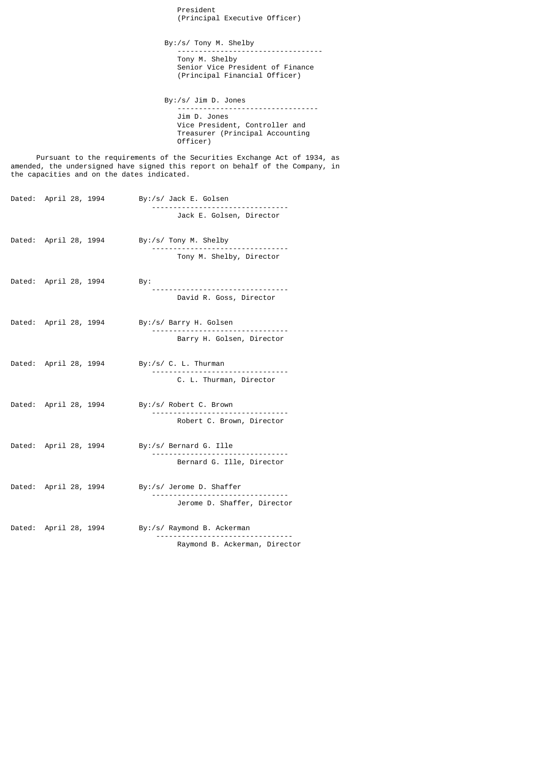President
(Principal Executive Officer)

By:/s/ Tony M. Shelby

---

Tony M. Shelby
Senior Vice President of Finance
(Principal Financial Officer)

By:/s/ Jim D. Jones

---

Jim D. Jones
Vice President, Controller and
Treasurer (Principal Accounting
Officer)

Pursuant to the requirements of the Securities Exchange Act of 1934, as amended, the undersigned have signed this report on behalf of the Company, in the capacities and on the dates indicated.

| | |
|---|---|
| Dated: April 28, 1994 | By:/s/ Jack E. Golsen<br>Jack E. Golsen, Director |
| Dated: April 28, 1994 | By:/s/ Tony M. Shelby<br>Tony M. Shelby, Director |
| Dated: April 28, 1994 | By:<br>David R. Goss, Director |
| Dated: April 28, 1994 | By:/s/ Barry H. Golsen<br>Barry H. Golsen, Director |
| Dated: April 28, 1994 | By:/s/ C. L. Thurman<br>C. L. Thurman, Director |
| Dated: April 28, 1994 | By:/s/ Robert C. Brown<br>Robert C. Brown, Director |
| Dated: April 28, 1994 | By:/s/ Bernard G. Ille<br>Bernard G. Ille, Director |
| Dated: April 28, 1994 | By:/s/ Jerome D. Shaffer<br>Jerome D. Shaffer, Director |
| Dated: April 28, 1994 | By:/s/ Raymond B. Ackerman<br>Raymond B. Ackerman, Director |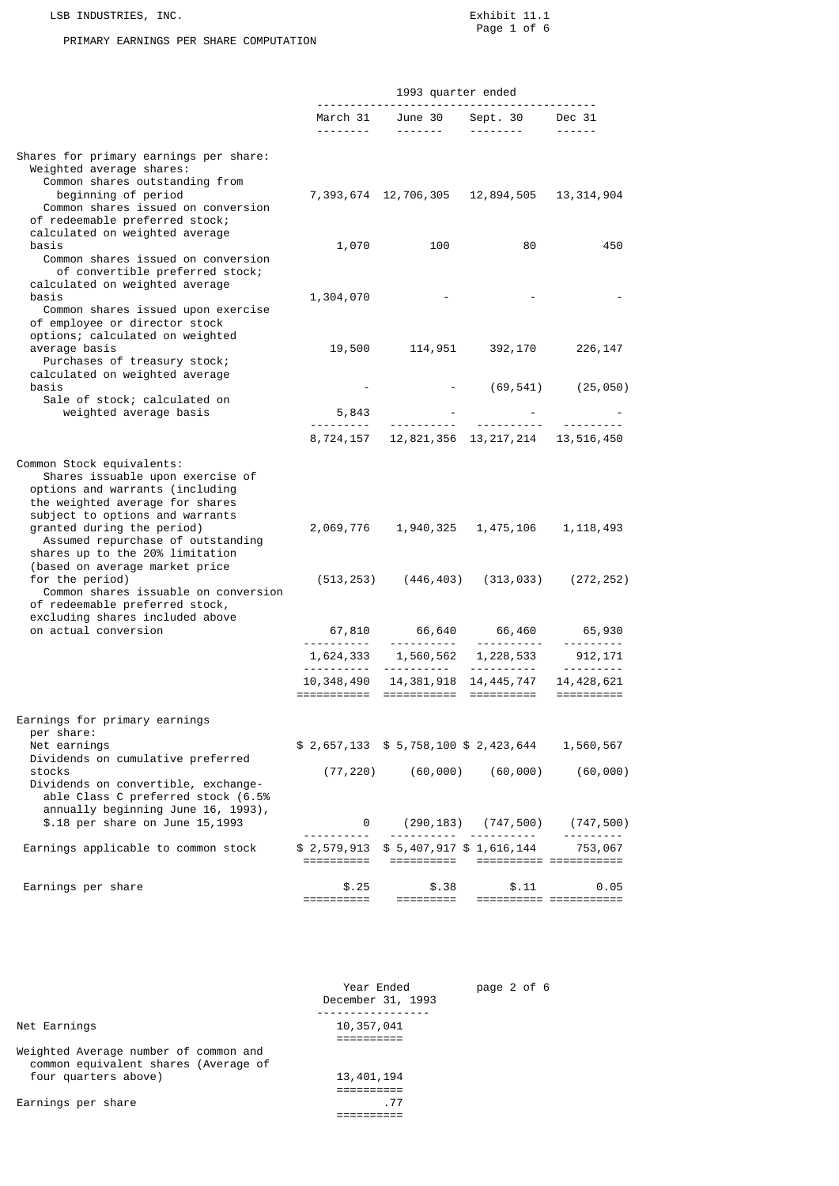LSB INDUSTRIES, INC.

Exhibit 11.1

PRIMARY EARNINGS PER SHARE COMPUTATION

| | 1993 quarter ended | | | |
|---|---|---|---|---|
| | March 31 | June 30 | Sept. 30 | Dec 31 |
| Shares for primary earnings per share: | | | | |
| Weighted average shares: | | | | |
| Common shares outstanding from beginning of period | 7,393,674 | 12,706,305 | 12,894,505 | 13,314,904 |
| Common shares issued on conversion of redeemable preferred stock; calculated on weighted average basis | 1,070 | 100 | 80 | 450 |
| Common shares issued on conversion of convertible preferred stock; calculated on weighted average basis | 1,304,070 | - | - | - |
| Common shares issued upon exercise of employee or director stock options; calculated on weighted average basis | 19,500 | 114,951 | 392,170 | 226,147 |
| Purchases of treasury stock; calculated on weighted average basis | - | - | (69,541) | (25,050) |
| Sale of stock; calculated on weighted average basis | 5,843 | - | - | - |
| | 8,724,157 | 12,821,356 | 13,217,214 | 13,516,450 |
| Common Stock equivalents: | | | | |
| Shares issuable upon exercise of options and warrants (including the weighted average for shares subject to options and warrants granted during the period) | 2,069,776 | 1,940,325 | 1,475,106 | 1,118,493 |
| Assumed repurchase of outstanding shares up to the 20% limitation (based on average market price for the period) | (513,253) | (446,403) | (313,033) | (272,252) |
| Common shares issuable on conversion of redeemable preferred stock, excluding shares included above on actual conversion | 67,810 | 66,640 | 66,460 | 65,930 |
| | 1,624,333 | 1,560,562 | 1,228,533 | 912,171 |
| | 10,348,490 | 14,381,918 | 14,445,747 | 14,428,621 |
| Earnings for primary earnings per share: | | | | |
| Net earnings | $ 2,657,133 | $ 5,758,100 | $ 2,423,644 | 1,560,567 |
| Dividends on cumulative preferred stocks | (77,220) | (60,000) | (60,000) | (60,000) |
| Dividends on convertible, exchange-able Class C preferred stock (6.5% annually beginning June 16, 1993), $.18 per share on June 15,1993 | 0 | (290,183) | (747,500) | (747,500) |
| Earnings applicable to common stock | $ 2,579,913 | $ 5,407,917 | $ 1,616,144 | 753,067 |
| Earnings per share | $.25 | $.38 | $.11 | 0.05 |

| | Year Ended December 31, 1993 |
|---|---|
| Net Earnings | 10,357,041 |
| Weighted Average number of common and common equivalent shares (Average of four quarters above) | 13,401,194 |
| Earnings per share | .77 |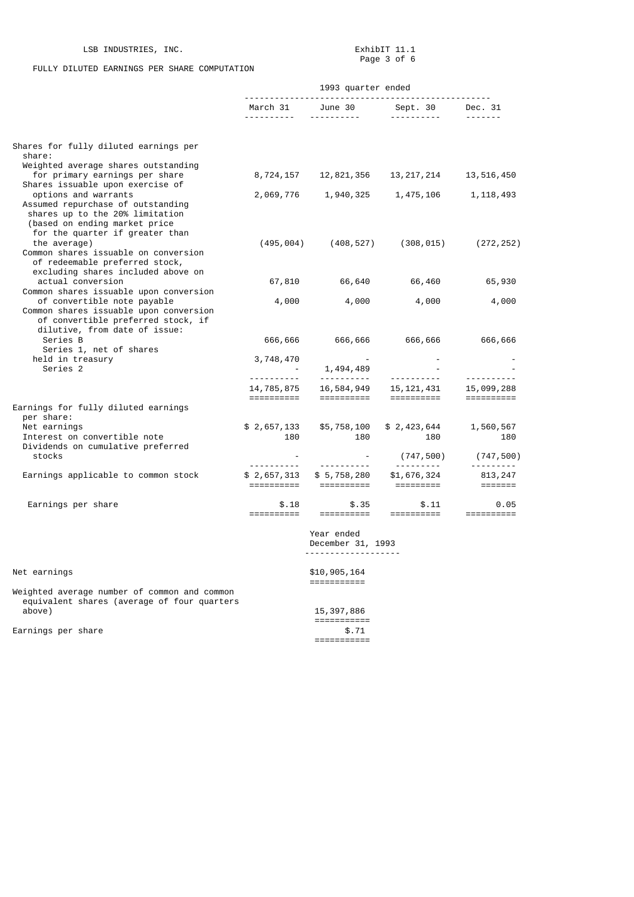LSB INDUSTRIES, INC.

Exhibit 11.1

FULLY DILUTED EARNINGS PER SHARE COMPUTATION

| | 1993 quarter ended | | | |
|---|---|---|---|---|
| | March 31 | June 30 | Sept. 30 | Dec. 31 |
| Shares for fully diluted earnings per share: | | | | |
| Weighted average shares outstanding for primary earnings per share | 8,724,157 | 12,821,356 | 13,217,214 | 13,516,450 |
| Shares issuable upon exercise of options and warrants | 2,069,776 | 1,940,325 | 1,475,106 | 1,118,493 |
| Assumed repurchase of outstanding shares up to the 20% limitation (based on ending market price for the quarter if greater than the average) | (495,004) | (408,527) | (308,015) | (272,252) |
| Common shares issuable on conversion of redeemable preferred stock, excluding shares included above on actual conversion | 67,810 | 66,640 | 66,460 | 65,930 |
| Common shares issuable upon conversion of convertible note payable | 4,000 | 4,000 | 4,000 | 4,000 |
| Common shares issuable upon conversion of convertible preferred stock, if dilutive, from date of issue: | | | | |
| Series B | 666,666 | 666,666 | 666,666 | 666,666 |
| Series 1, net of shares held in treasury | 3,748,470 | - | - | - |
| Series 2 | - | 1,494,489 | - | - |
| | 14,785,875 | 16,584,949 | 15,121,431 | 15,099,288 |
| Earnings for fully diluted earnings per share: | | | | |
| Net earnings | $ 2,657,133 | $5,758,100 | $ 2,423,644 | 1,560,567 |
| Interest on convertible note | 180 | 180 | 180 | 180 |
| Dividends on cumulative preferred stocks | - | - | (747,500) | (747,500) |
| Earnings applicable to common stock | $ 2,657,313 | $ 5,758,280 | $1,676,324 | 813,247 |
| Earnings per share | $.18 | $.35 | $.11 | 0.05 |

| | Year ended December 31, 1993 |
|---|---|
| Net earnings | $10,905,164 |
| Weighted average number of common and common equivalent shares (average of four quarters above) | 15,397,886 |
| Earnings per share | $.71 |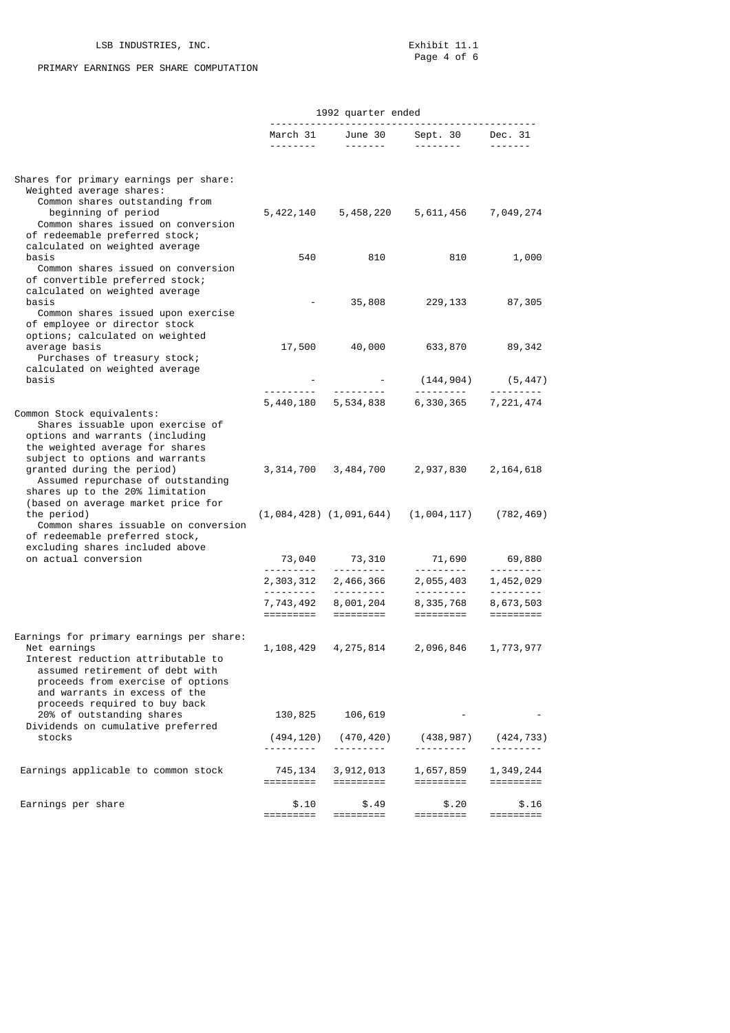LSB INDUSTRIES, INC.

Exhibit 11.1

PRIMARY EARNINGS PER SHARE COMPUTATION

| | 1992 quarter ended | | | |
|---|---|---|---|---|
| | March 31 | June 30 | Sept. 30 | Dec. 31 |
| Shares for primary earnings per share: | | | | |
| Weighted average shares: | | | | |
| Common shares outstanding from beginning of period | 5,422,140 | 5,458,220 | 5,611,456 | 7,049,274 |
| Common shares issued on conversion of redeemable preferred stock; calculated on weighted average basis | 540 | 810 | 810 | 1,000 |
| Common shares issued on conversion of convertible preferred stock; calculated on weighted average basis | - | 35,808 | 229,133 | 87,305 |
| Common shares issued upon exercise of employee or director stock options; calculated on weighted average basis | 17,500 | 40,000 | 633,870 | 89,342 |
| Purchases of treasury stock; calculated on weighted average basis | - | - | (144,904) | (5,447) |
| | 5,440,180 | 5,534,838 | 6,330,365 | 7,221,474 |
| Common Stock equivalents: | | | | |
| Shares issuable upon exercise of options and warrants (including the weighted average for shares subject to options and warrants granted during the period) | 3,314,700 | 3,484,700 | 2,937,830 | 2,164,618 |
| Assumed repurchase of outstanding shares up to the 20% limitation (based on average market price for the period) | (1,084,428) | (1,091,644) | (1,004,117) | (782,469) |
| Common shares issuable on conversion of redeemable preferred stock, excluding shares included above on actual conversion | 73,040 | 73,310 | 71,690 | 69,880 |
| | 2,303,312 | 2,466,366 | 2,055,403 | 1,452,029 |
| | 7,743,492 | 8,001,204 | 8,335,768 | 8,673,503 |
| Earnings for primary earnings per share: | | | | |
| Net earnings | 1,108,429 | 4,275,814 | 2,096,846 | 1,773,977 |
| Interest reduction attributable to assumed retirement of debt with proceeds from exercise of options and warrants in excess of the proceeds required to buy back 20% of outstanding shares | 130,825 | 106,619 | - | - |
| Dividends on cumulative preferred stocks | (494,120) | (470,420) | (438,987) | (424,733) |
| Earnings applicable to common stock | 745,134 | 3,912,013 | 1,657,859 | 1,349,244 |
| Earnings per share | $.10 | $.49 | $.20 | $.16 |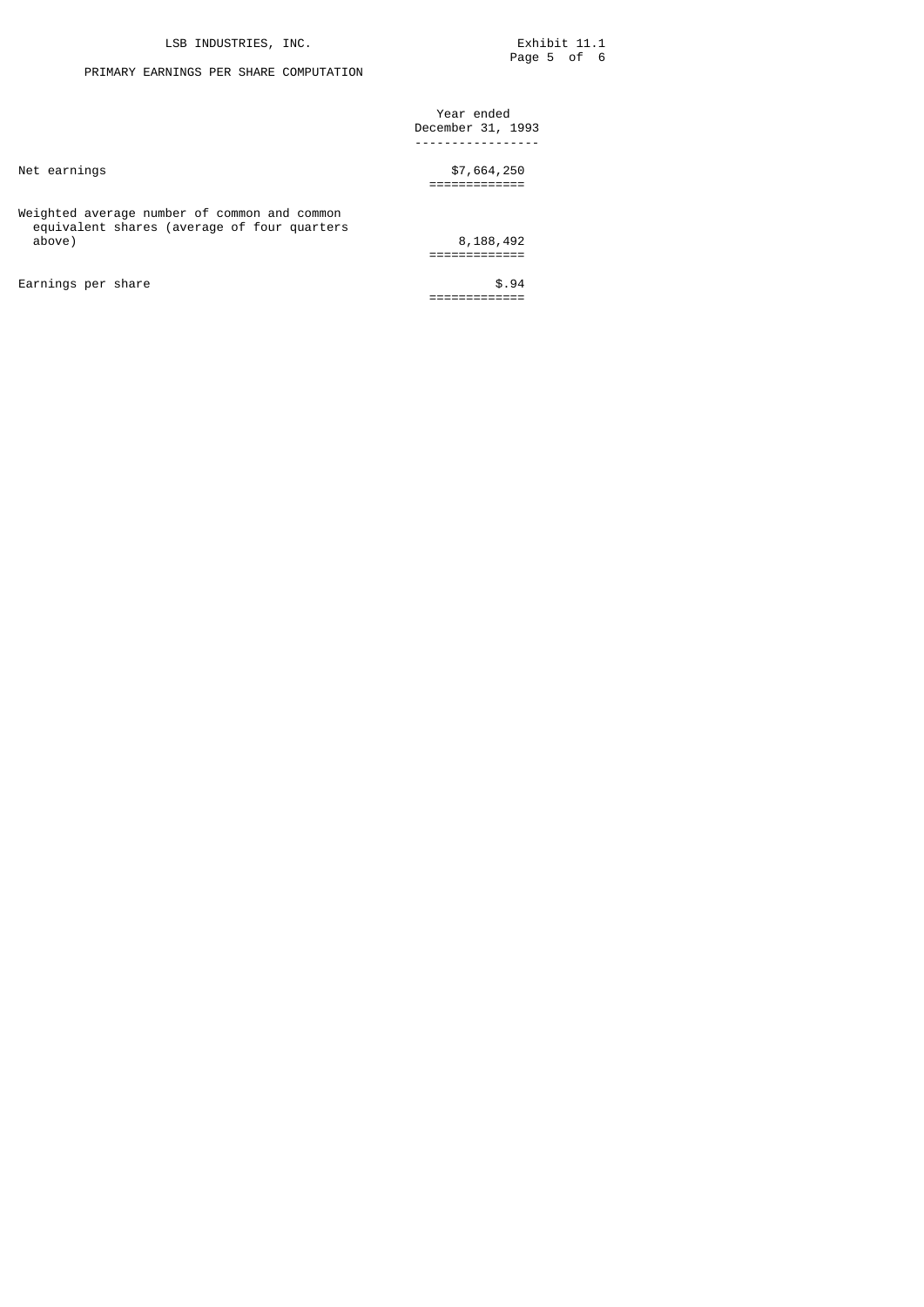LSB INDUSTRIES, INC.

Exhibit 11.1

## PRIMARY EARNINGS PER SHARE COMPUTATION

| | Year ended December 31, 1993 |
|---|---|
| Net earnings | $7,664,250 |
| Weighted average number of common and common equivalent shares (average of four quarters above) | 8,188,492 |
| Earnings per share | $.94 |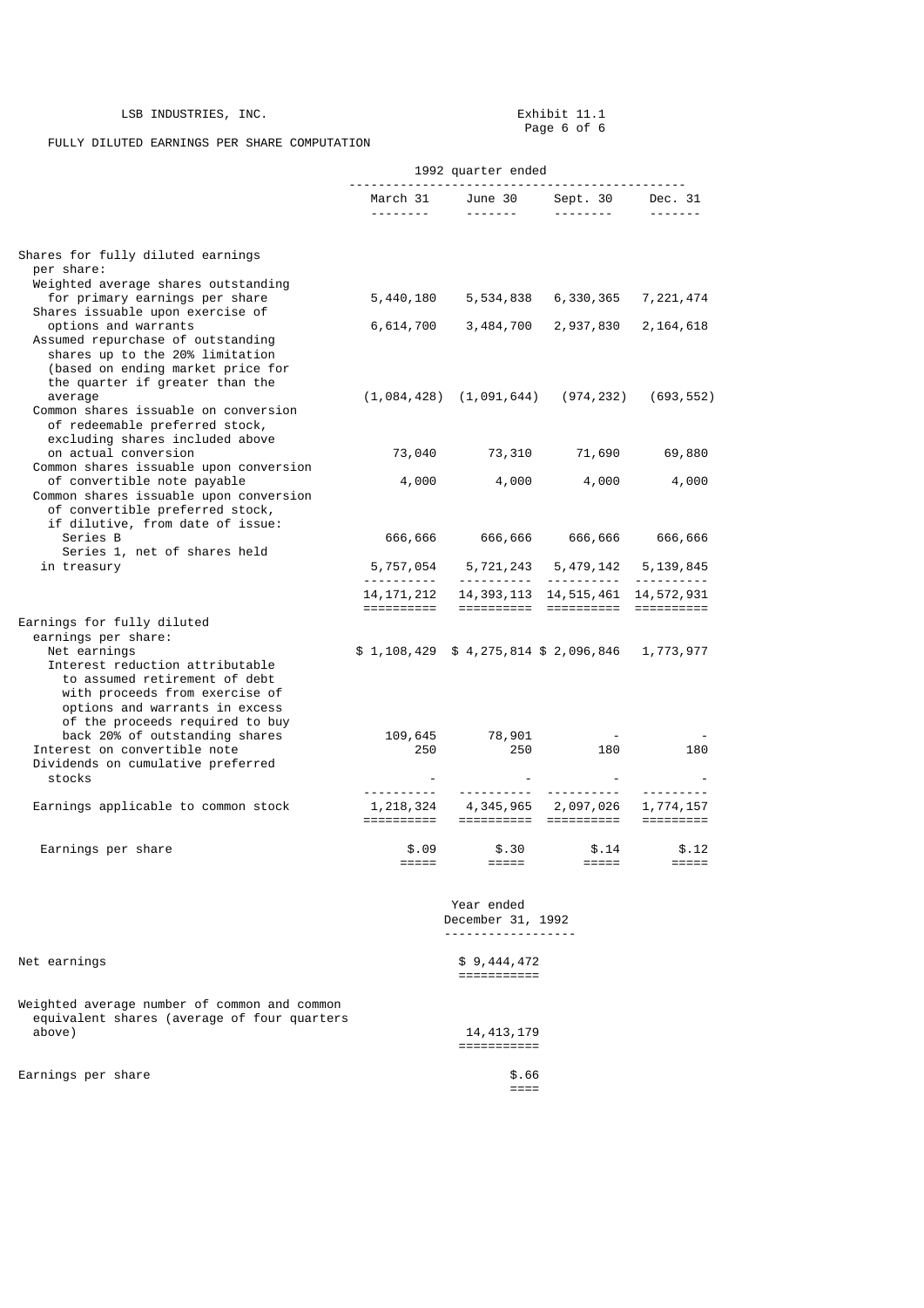LSB INDUSTRIES, INC.

Exhibit 11.1

FULLY DILUTED EARNINGS PER SHARE COMPUTATION

| | 1992 quarter ended | | | |
|---|---|---|---|---|
| | March 31 | June 30 | Sept. 30 | Dec. 31 |
| Shares for fully diluted earnings per share: | | | | |
| Weighted average shares outstanding for primary earnings per share | 5,440,180 | 5,534,838 | 6,330,365 | 7,221,474 |
| Shares issuable upon exercise of options and warrants | 6,614,700 | 3,484,700 | 2,937,830 | 2,164,618 |
| Assumed repurchase of outstanding shares up to the 20% limitation (based on ending market price for the quarter if greater than the average | (1,084,428) | (1,091,644) | (974,232) | (693,552) |
| Common shares issuable on conversion of redeemable preferred stock, excluding shares included above on actual conversion | 73,040 | 73,310 | 71,690 | 69,880 |
| Common shares issuable upon conversion of convertible note payable | 4,000 | 4,000 | 4,000 | 4,000 |
| Common shares issuable upon conversion of convertible preferred stock, if dilutive, from date of issue: | | | | |
| Series B | 666,666 | 666,666 | 666,666 | 666,666 |
| Series 1, net of shares held in treasury | 5,757,054 | 5,721,243 | 5,479,142 | 5,139,845 |
| | 14,171,212 | 14,393,113 | 14,515,461 | 14,572,931 |
| Earnings for fully diluted earnings per share: | | | | |
| Net earnings | $ 1,108,429 | $ 4,275,814 | $ 2,096,846 | 1,773,977 |
| Interest reduction attributable to assumed retirement of debt with proceeds from exercise of options and warrants in excess of the proceeds required to buy back 20% of outstanding shares | 109,645 | 78,901 | - | - |
| Interest on convertible note | 250 | 250 | 180 | 180 |
| Dividends on cumulative preferred stocks | - | - | - | - |
| Earnings applicable to common stock | 1,218,324 | 4,345,965 | 2,097,026 | 1,774,157 |
| Earnings per share | $.09 | $.30 | $.14 | $.12 |

| | Year ended December 31, 1992 |
|---|---|
| Net earnings | $ 9,444,472 |
| Weighted average number of common and common equivalent shares (average of four quarters above) | 14,413,179 |
| Earnings per share | $.66 |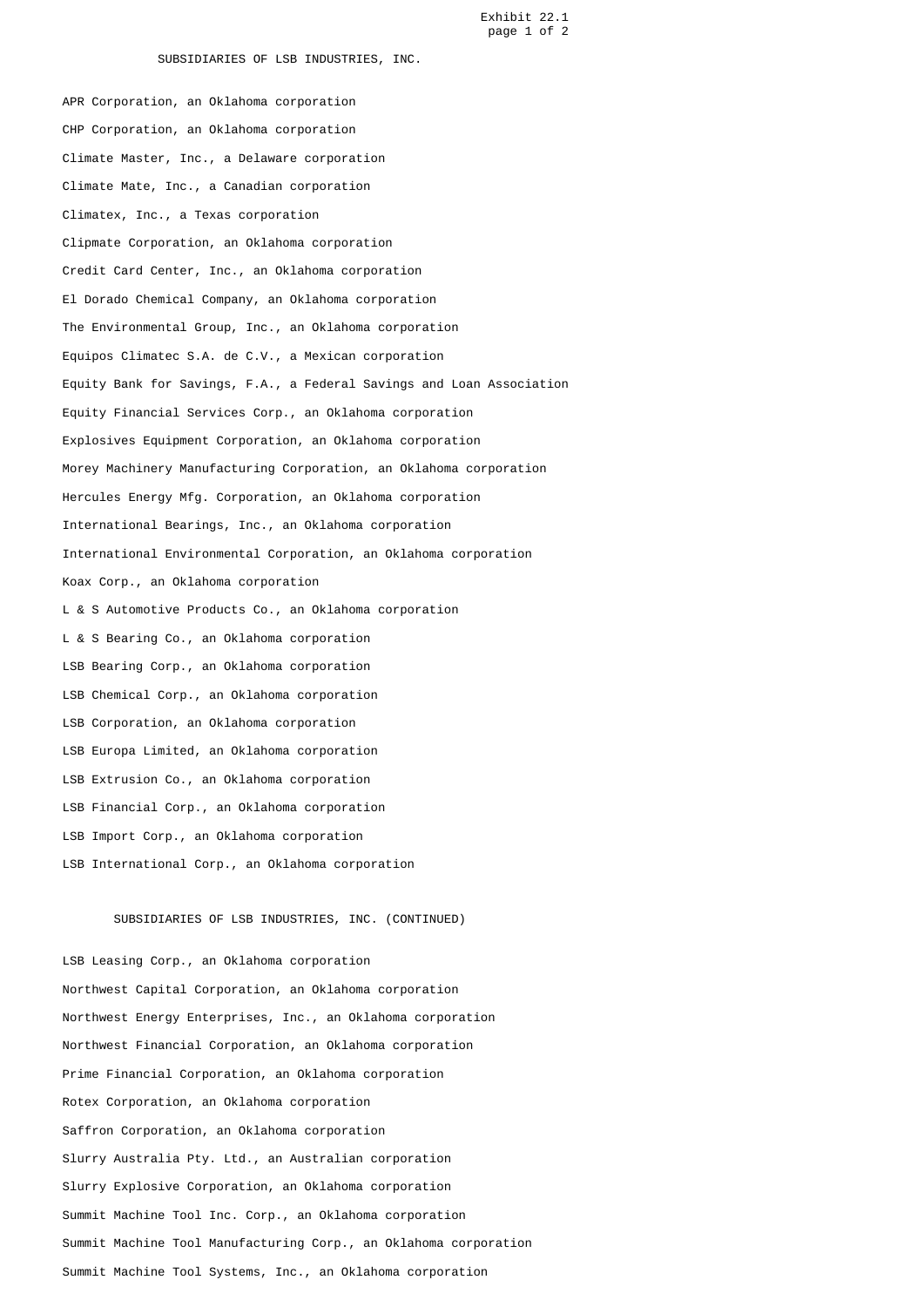Exhibit 22.1

## SUBSIDIARIES OF LSB INDUSTRIES, INC.

APR Corporation, an Oklahoma corporation

CHP Corporation, an Oklahoma corporation

Climate Master, Inc., a Delaware corporation

Climate Mate, Inc., a Canadian corporation

Climatex, Inc., a Texas corporation

Clipmate Corporation, an Oklahoma corporation

Credit Card Center, Inc., an Oklahoma corporation

El Dorado Chemical Company, an Oklahoma corporation

The Environmental Group, Inc., an Oklahoma corporation

Equipos Climatec S.A. de C.V., a Mexican corporation

Equity Bank for Savings, F.A., a Federal Savings and Loan Association

Equity Financial Services Corp., an Oklahoma corporation

Explosives Equipment Corporation, an Oklahoma corporation

Morey Machinery Manufacturing Corporation, an Oklahoma corporation

Hercules Energy Mfg. Corporation, an Oklahoma corporation

International Bearings, Inc., an Oklahoma corporation

International Environmental Corporation, an Oklahoma corporation

Koax Corp., an Oklahoma corporation

L & S Automotive Products Co., an Oklahoma corporation

L & S Bearing Co., an Oklahoma corporation

LSB Bearing Corp., an Oklahoma corporation

LSB Chemical Corp., an Oklahoma corporation

LSB Corporation, an Oklahoma corporation

LSB Europa Limited, an Oklahoma corporation

LSB Extrusion Co., an Oklahoma corporation

LSB Financial Corp., an Oklahoma corporation

LSB Import Corp., an Oklahoma corporation

LSB International Corp., an Oklahoma corporation

## SUBSIDIARIES OF LSB INDUSTRIES, INC. (CONTINUED)

LSB Leasing Corp., an Oklahoma corporation

Northwest Capital Corporation, an Oklahoma corporation

Northwest Energy Enterprises, Inc., an Oklahoma corporation

Northwest Financial Corporation, an Oklahoma corporation

Prime Financial Corporation, an Oklahoma corporation

Rotex Corporation, an Oklahoma corporation

Saffron Corporation, an Oklahoma corporation

Slurry Australia Pty. Ltd., an Australian corporation

Slurry Explosive Corporation, an Oklahoma corporation

Summit Machine Tool Inc. Corp., an Oklahoma corporation

Summit Machine Tool Manufacturing Corp., an Oklahoma corporation

Summit Machine Tool Systems, Inc., an Oklahoma corporation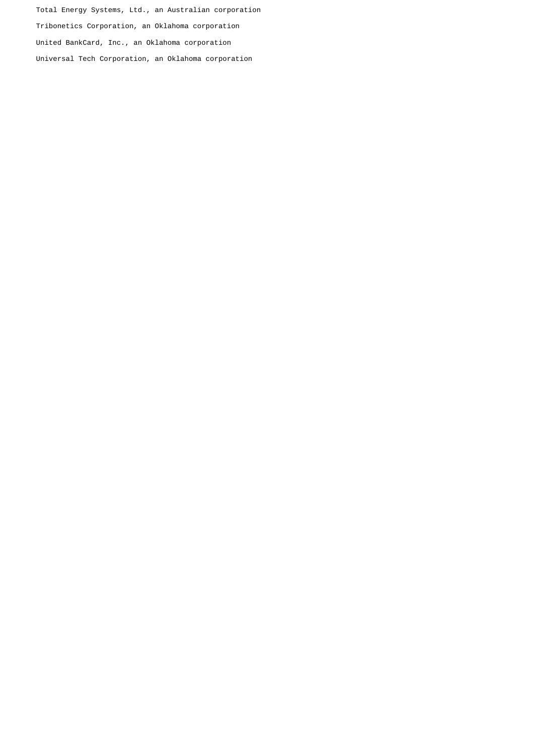Total Energy Systems, Ltd., an Australian corporation

Tribonetics Corporation, an Oklahoma corporation

United BankCard, Inc., an Oklahoma corporation

Universal Tech Corporation, an Oklahoma corporation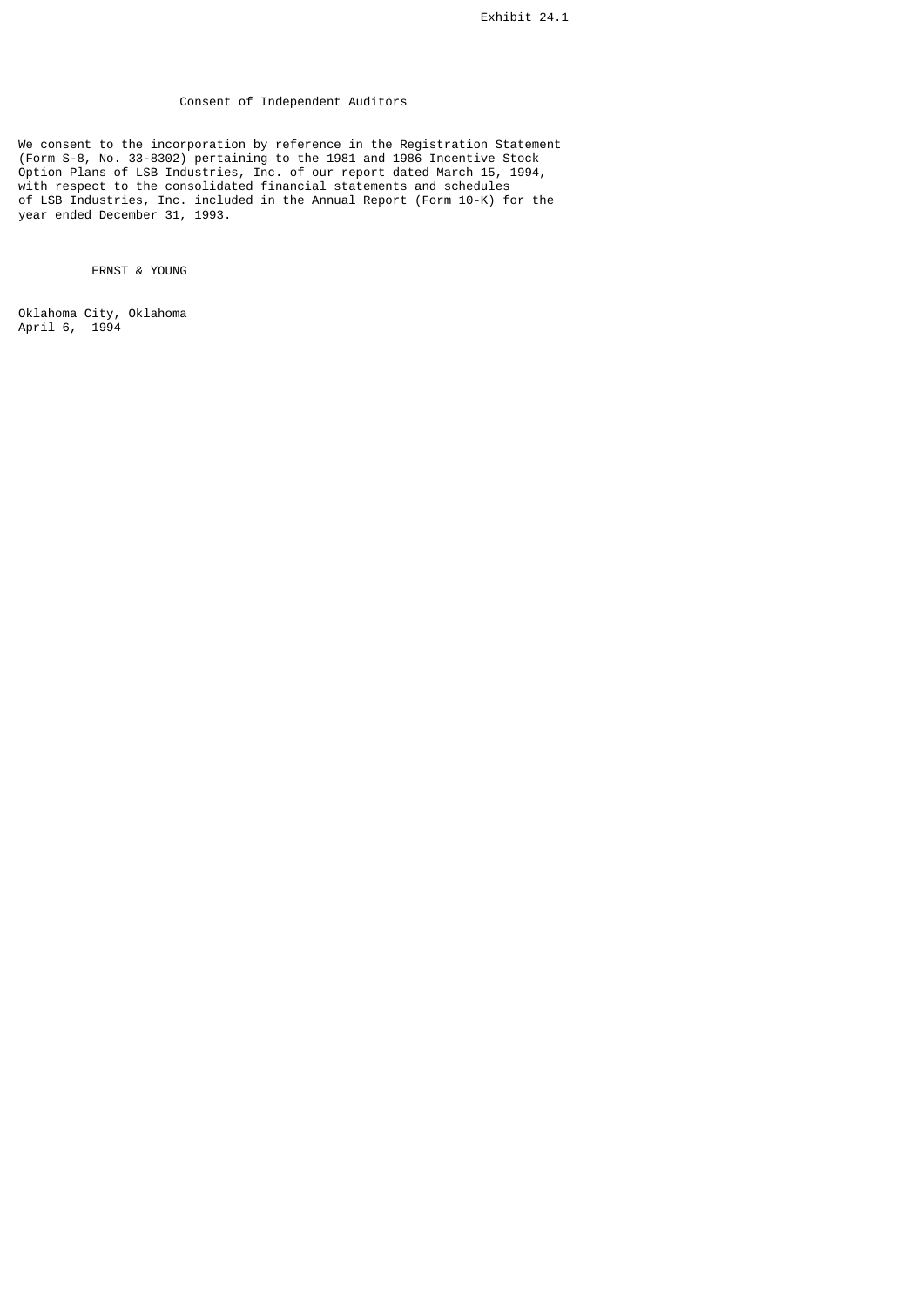Exhibit 24.1

# Consent of Independent Auditors

We consent to the incorporation by reference in the Registration Statement (Form S-8, No. 33-8302) pertaining to the 1981 and 1986 Incentive Stock Option Plans of LSB Industries, Inc. of our report dated March 15, 1994, with respect to the consolidated financial statements and schedules of LSB Industries, Inc. included in the Annual Report (Form 10-K) for the year ended December 31, 1993.

ERNST & YOUNG

Oklahoma City, Oklahoma
April 6, 1994